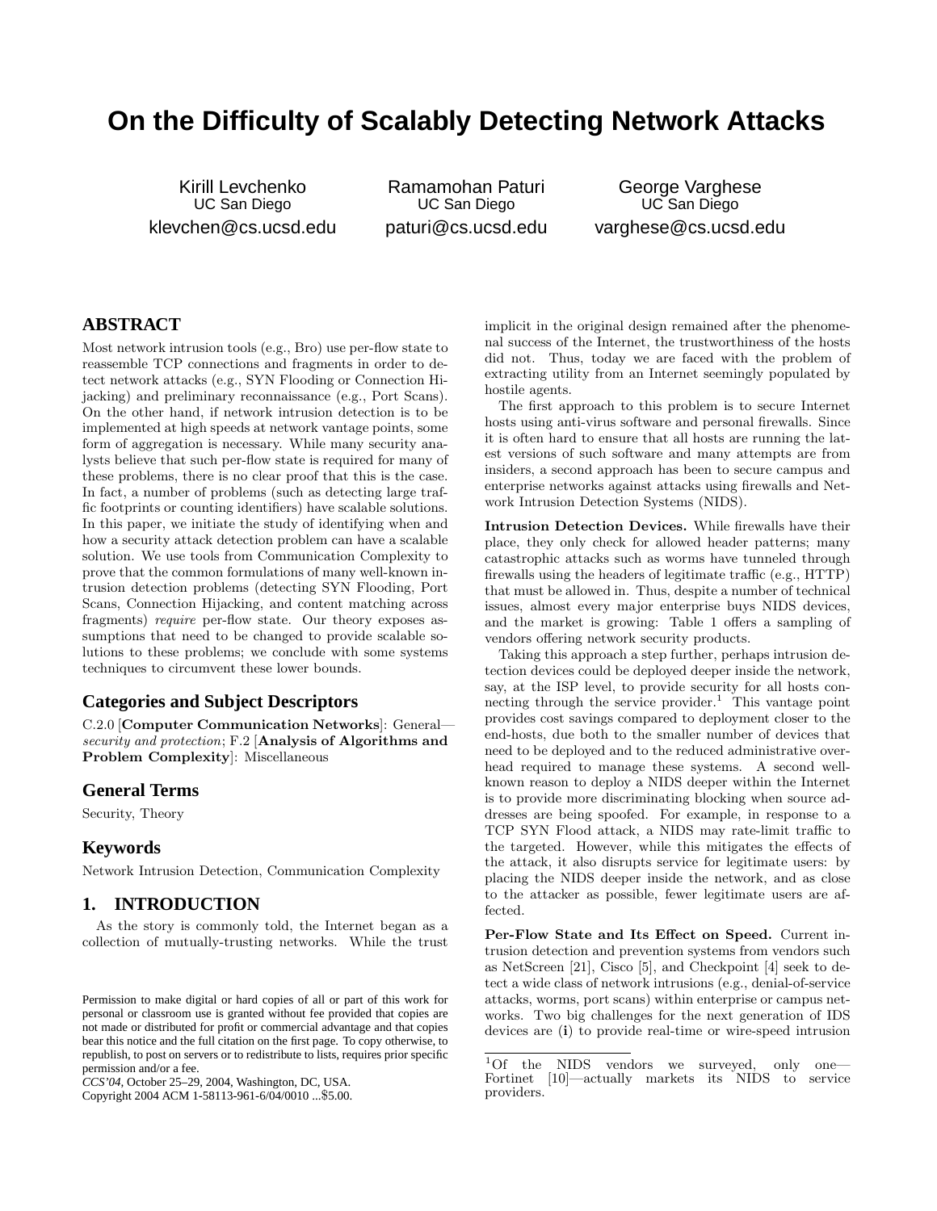# On the Difficulty of Scalably Detecting Network Attacks

Kirill Levchenko
UC San Diego
klevchen@cs.ucsd.edu

Ramamohan Paturi
UC San Diego
paturi@cs.ucsd.edu

George Varghese
UC San Diego
varghese@cs.ucsd.edu

## ABSTRACT

Most network intrusion tools (e.g., Bro) use per-flow state to reassemble TCP connections and fragments in order to detect network attacks (e.g., SYN Flooding or Connection Hijacking) and preliminary reconnaissance (e.g., Port Scans). On the other hand, if network intrusion detection is to be implemented at high speeds at network vantage points, some form of aggregation is necessary. While many security analysts believe that such per-flow state is required for many of these problems, there is no clear proof that this is the case. In fact, a number of problems (such as detecting large traffic footprints or counting identifiers) have scalable solutions. In this paper, we initiate the study of identifying when and how a security attack detection problem can have a scalable solution. We use tools from Communication Complexity to prove that the common formulations of many well-known intrusion detection problems (detecting SYN Flooding, Port Scans, Connection Hijacking, and content matching across fragments) *require* per-flow state. Our theory exposes assumptions that need to be changed to provide scalable solutions to these problems; we conclude with some systems techniques to circumvent these lower bounds.

### Categories and Subject Descriptors

C.2.0 [**Computer Communication Networks**]: General—*security and protection*; F.2 [**Analysis of Algorithms and Problem Complexity**]: Miscellaneous

### General Terms

Security, Theory

### Keywords

Network Intrusion Detection, Communication Complexity

## 1. INTRODUCTION

As the story is commonly told, the Internet began as a collection of mutually-trusting networks. While the trust implicit in the original design remained after the phenomenal success of the Internet, the trustworthiness of the hosts did not. Thus, today we are faced with the problem of extracting utility from an Internet seemingly populated by hostile agents.

The first approach to this problem is to secure Internet hosts using anti-virus software and personal firewalls. Since it is often hard to ensure that all hosts are running the latest versions of such software and many attempts are from insiders, a second approach has been to secure campus and enterprise networks against attacks using firewalls and Network Intrusion Detection Systems (NIDS).

**Intrusion Detection Devices.** While firewalls have their place, they only check for allowed header patterns; many catastrophic attacks such as worms have tunneled through firewalls using the headers of legitimate traffic (e.g., HTTP) that must be allowed in. Thus, despite a number of technical issues, almost every major enterprise buys NIDS devices, and the market is growing: Table 1 offers a sampling of vendors offering network security products.

Taking this approach a step further, perhaps intrusion detection devices could be deployed deeper inside the network, say, at the ISP level, to provide security for all hosts connecting through the service provider.[1] This vantage point provides cost savings compared to deployment closer to the end-hosts, due both to the smaller number of devices that need to be deployed and to the reduced administrative overhead required to manage these systems. A second well-known reason to deploy a NIDS deeper within the Internet is to provide more discriminating blocking when source addresses are being spoofed. For example, in response to a TCP SYN Flood attack, a NIDS may rate-limit traffic to the targeted. However, while this mitigates the effects of the attack, it also disrupts service for legitimate users: by placing the NIDS deeper inside the network, and as close to the attacker as possible, fewer legitimate users are affected.

**Per-Flow State and Its Effect on Speed.** Current intrusion detection and prevention systems from vendors such as NetScreen [21], Cisco [5], and Checkpoint [4] seek to detect a wide class of network intrusions (e.g., denial-of-service attacks, worms, port scans) within enterprise or campus networks. Two big challenges for the next generation of IDS devices are (**i**) to provide real-time or wire-speed intrusion

[1]Of the NIDS vendors we surveyed, only one—Fortinet [10]—actually markets its NIDS to service providers.

Permission to make digital or hard copies of all or part of this work for personal or classroom use is granted without fee provided that copies are not made or distributed for profit or commercial advantage and that copies bear this notice and the full citation on the first page. To copy otherwise, to republish, to post on servers or to redistribute to lists, requires prior specific permission and/or a fee.
*CCS'04*, October 25–29, 2004, Washington, DC, USA.
Copyright 2004 ACM 1-58113-961-6/04/0010 ...$5.00.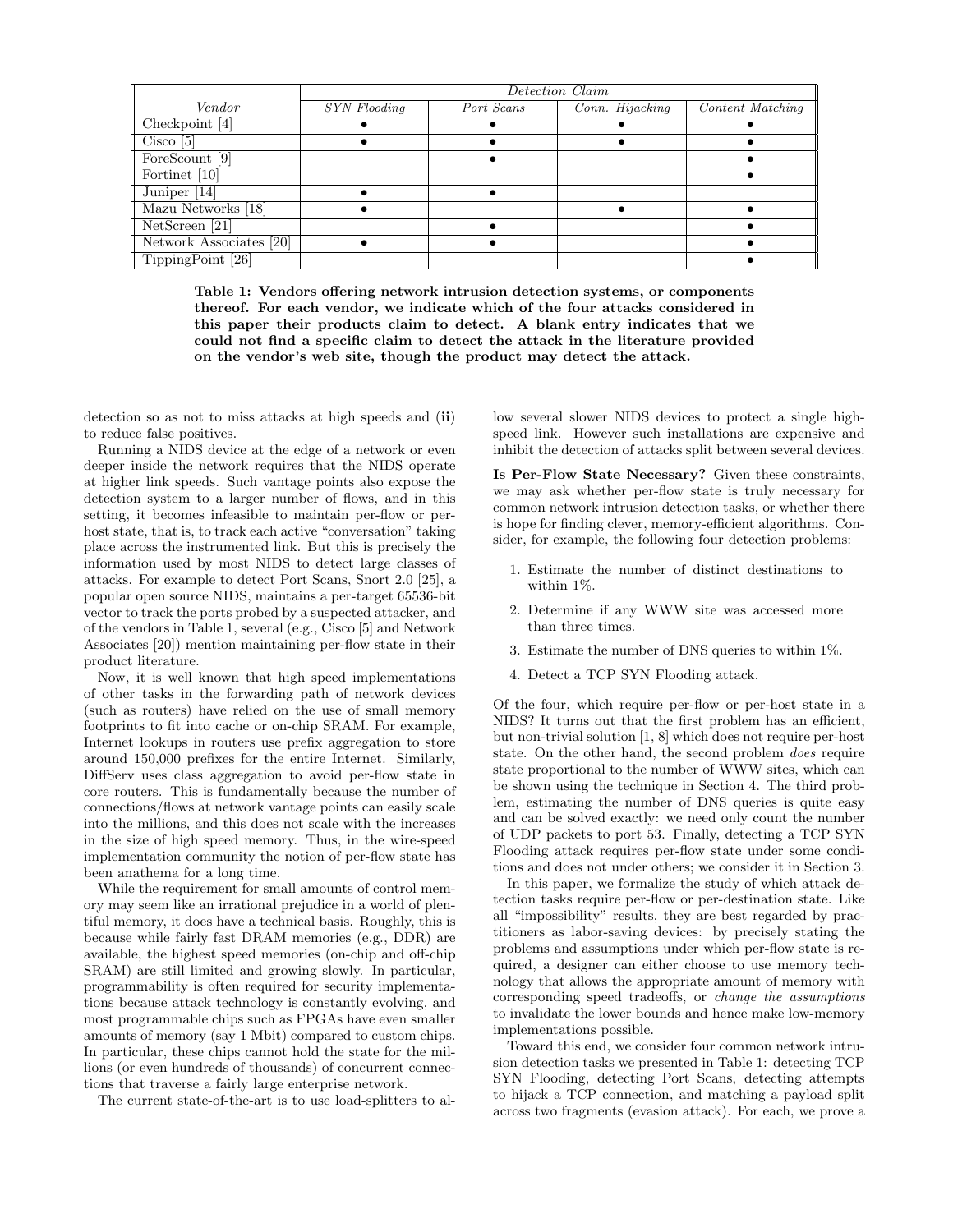| Vendor | Detection Claim | | | |
|---|---|---|---|---|
| | *SYN Flooding* | *Port Scans* | *Conn. Hijacking* | *Content Matching* |
| Checkpoint [4] | • | • | • | • |
| Cisco [5] | • | • | • | • |
| ForeScount [9] | | • | | • |
| Fortinet [10] | | | | • |
| Juniper [14] | • | • | | |
| Mazu Networks [18] | • | | • | • |
| NetScreen [21] | | • | | • |
| Network Associates [20] | • | • | | • |
| TippingPoint [26] | | | | • |

**Table 1: Vendors offering network intrusion detection systems, or components thereof. For each vendor, we indicate which of the four attacks considered in this paper their products claim to detect. A blank entry indicates that we could not find a specific claim to detect the attack in the literature provided on the vendor's web site, though the product may detect the attack.**

detection so as not to miss attacks at high speeds and (**ii**) to reduce false positives.

Running a NIDS device at the edge of a network or even deeper inside the network requires that the NIDS operate at higher link speeds. Such vantage points also expose the detection system to a larger number of flows, and in this setting, it becomes infeasible to maintain per-flow or per-host state, that is, to track each active "conversation" taking place across the instrumented link. But this is precisely the information used by most NIDS to detect large classes of attacks. For example to detect Port Scans, Snort 2.0 [25], a popular open source NIDS, maintains a per-target 65536-bit vector to track the ports probed by a suspected attacker, and of the vendors in Table 1, several (e.g., Cisco [5] and Network Associates [20]) mention maintaining per-flow state in their product literature.

Now, it is well known that high speed implementations of other tasks in the forwarding path of network devices (such as routers) have relied on the use of small memory footprints to fit into cache or on-chip SRAM. For example, Internet lookups in routers use prefix aggregation to store around 150,000 prefixes for the entire Internet. Similarly, DiffServ uses class aggregation to avoid per-flow state in core routers. This is fundamentally because the number of connections/flows at network vantage points can easily scale into the millions, and this does not scale with the increases in the size of high speed memory. Thus, in the wire-speed implementation community the notion of per-flow state has been anathema for a long time.

While the requirement for small amounts of control memory may seem like an irrational prejudice in a world of plentiful memory, it does have a technical basis. Roughly, this is because while fairly fast DRAM memories (e.g., DDR) are available, the highest speed memories (on-chip and off-chip SRAM) are still limited and growing slowly. In particular, programmability is often required for security implementations because attack technology is constantly evolving, and most programmable chips such as FPGAs have even smaller amounts of memory (say 1 Mbit) compared to custom chips. In particular, these chips cannot hold the state for the millions (or even hundreds of thousands) of concurrent connections that traverse a fairly large enterprise network.

The current state-of-the-art is to use load-splitters to allow several slower NIDS devices to protect a single high-speed link. However such installations are expensive and inhibit the detection of attacks split between several devices.

**Is Per-Flow State Necessary?** Given these constraints, we may ask whether per-flow state is truly necessary for common network intrusion detection tasks, or whether there is hope for finding clever, memory-efficient algorithms. Consider, for example, the following four detection problems:

1. Estimate the number of distinct destinations to within 1%.
2. Determine if any WWW site was accessed more than three times.
3. Estimate the number of DNS queries to within 1%.
4. Detect a TCP SYN Flooding attack.

Of the four, which require per-flow or per-host state in a NIDS? It turns out that the first problem has an efficient, but non-trivial solution [1, 8] which does not require per-host state. On the other hand, the second problem *does* require state proportional to the number of WWW sites, which can be shown using the technique in Section 4. The third problem, estimating the number of DNS queries is quite easy and can be solved exactly: we need only count the number of UDP packets to port 53. Finally, detecting a TCP SYN Flooding attack requires per-flow state under some conditions and does not under others; we consider it in Section 3.

In this paper, we formalize the study of which attack detection tasks require per-flow or per-destination state. Like all "impossibility" results, they are best regarded by practitioners as labor-saving devices: by precisely stating the problems and assumptions under which per-flow state is required, a designer can either choose to use memory technology that allows the appropriate amount of memory with corresponding speed tradeoffs, or *change the assumptions* to invalidate the lower bounds and hence make low-memory implementations possible.

Toward this end, we consider four common network intrusion detection tasks we presented in Table 1: detecting TCP SYN Flooding, detecting Port Scans, detecting attempts to hijack a TCP connection, and matching a payload split across two fragments (evasion attack). For each, we prove a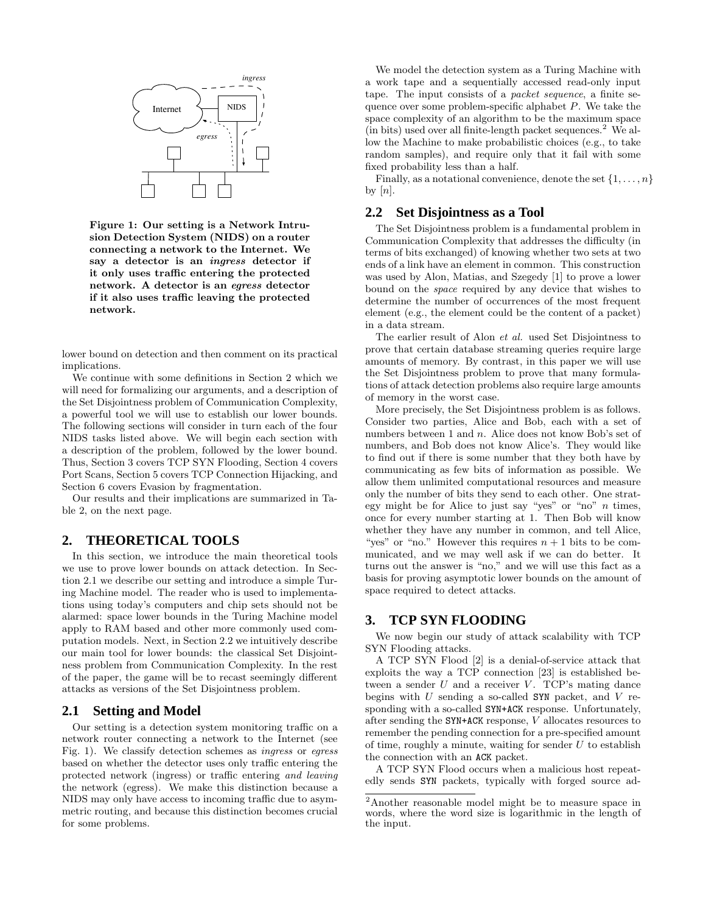ingress

Internet

NIDS

egress

**Figure 1: Our setting is a Network Intrusion Detection System (NIDS) on a router connecting a network to the Internet. We say a detector is an *ingress* detector if it only uses traffic entering the protected network. A detector is an *egress* detector if it also uses traffic leaving the protected network.**

lower bound on detection and then comment on its practical implications.

We continue with some definitions in Section 2 which we will need for formalizing our arguments, and a description of the Set Disjointness problem of Communication Complexity, a powerful tool we will use to establish our lower bounds. The following sections will consider in turn each of the four NIDS tasks listed above. We will begin each section with a description of the problem, followed by the lower bound. Thus, Section 3 covers TCP SYN Flooding, Section 4 covers Port Scans, Section 5 covers TCP Connection Hijacking, and Section 6 covers Evasion by fragmentation.

Our results and their implications are summarized in Table 2, on the next page.

## 2. THEORETICAL TOOLS

In this section, we introduce the main theoretical tools we use to prove lower bounds on attack detection. In Section 2.1 we describe our setting and introduce a simple Turing Machine model. The reader who is used to implementations using today's computers and chip sets should not be alarmed: space lower bounds in the Turing Machine model apply to RAM based and other more commonly used computation models. Next, in Section 2.2 we intuitively describe our main tool for lower bounds: the classical Set Disjointness problem from Communication Complexity. In the rest of the paper, the game will be to recast seemingly different attacks as versions of the Set Disjointness problem.

### 2.1 Setting and Model

Our setting is a detection system monitoring traffic on a network router connecting a network to the Internet (see Fig. 1). We classify detection schemes as *ingress* or *egress* based on whether the detector uses only traffic entering the protected network (ingress) or traffic entering *and leaving* the network (egress). We make this distinction because a NIDS may only have access to incoming traffic due to asymmetric routing, and because this distinction becomes crucial for some problems.

We model the detection system as a Turing Machine with a work tape and a sequentially accessed read-only input tape. The input consists of a *packet sequence*, a finite sequence over some problem-specific alphabet $P$. We take the space complexity of an algorithm to be the maximum space (in bits) used over all finite-length packet sequences.[2] We allow the Machine to make probabilistic choices (e.g., to take random samples), and require only that it fail with some fixed probability less than a half.

Finally, as a notational convenience, denote the set $\{1, \ldots, n\}$ by $[n]$.

### 2.2 Set Disjointness as a Tool

The Set Disjointness problem is a fundamental problem in Communication Complexity that addresses the difficulty (in terms of bits exchanged) of knowing whether two sets at two ends of a link have an element in common. This construction was used by Alon, Matias, and Szegedy [1] to prove a lower bound on the *space* required by any device that wishes to determine the number of occurrences of the most frequent element (e.g., the element could be the content of a packet) in a data stream.

The earlier result of Alon *et al.* used Set Disjointness to prove that certain database streaming queries require large amounts of memory. By contrast, in this paper we will use the Set Disjointness problem to prove that many formulations of attack detection problems also require large amounts of memory in the worst case.

More precisely, the Set Disjointness problem is as follows. Consider two parties, Alice and Bob, each with a set of numbers between 1 and $n$. Alice does not know Bob's set of numbers, and Bob does not know Alice's. They would like to find out if there is some number that they both have by communicating as few bits of information as possible. We allow them unlimited computational resources and measure only the number of bits they send to each other. One strategy might be for Alice to just say "yes" or "no" $n$ times, once for every number starting at 1. Then Bob will know whether they have any number in common, and tell Alice, "yes" or "no." However this requires $n + 1$ bits to be communicated, and we may well ask if we can do better. It turns out the answer is "no," and we will use this fact as a basis for proving asymptotic lower bounds on the amount of space required to detect attacks.

## 3. TCP SYN FLOODING

We now begin our study of attack scalability with TCP SYN Flooding attacks.

A TCP SYN Flood [2] is a denial-of-service attack that exploits the way a TCP connection [23] is established between a sender $U$ and a receiver $V$. TCP's mating dance begins with $U$ sending a so-called `SYN` packet, and $V$ responding with a so-called `SYN+ACK` response. Unfortunately, after sending the `SYN+ACK` response, $V$ allocates resources to remember the pending connection for a pre-specified amount of time, roughly a minute, waiting for sender $U$ to establish the connection with an `ACK` packet.

A TCP SYN Flood occurs when a malicious host repeatedly sends `SYN` packets, typically with forged source ad-

[2]Another reasonable model might be to measure space in words, where the word size is logarithmic in the length of the input.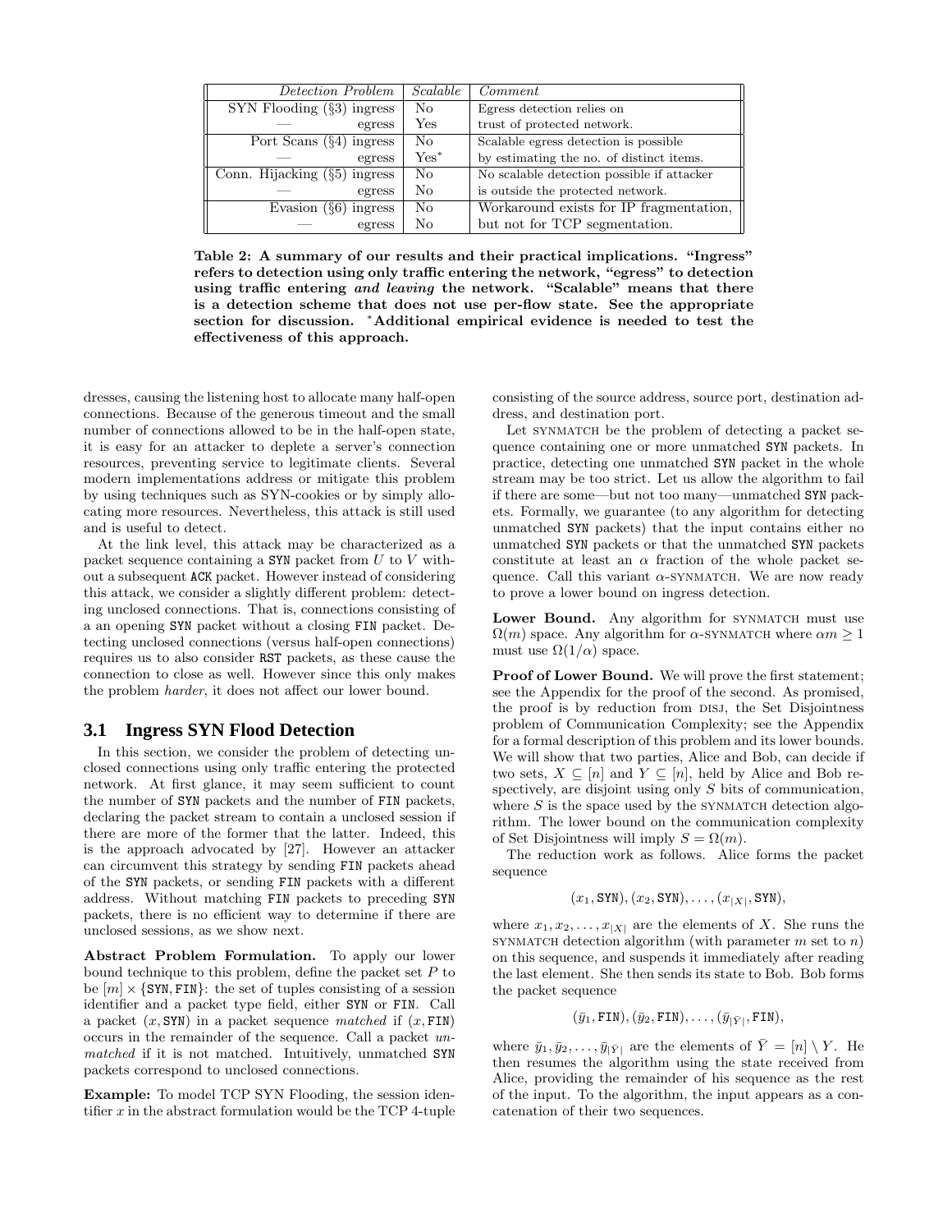| Detection Problem | Scalable | Comment |
|---|---|---|
| SYN Flooding (§3) ingress | No | Egress detection relies on |
| — egress | Yes | trust of protected network. |
| Port Scans (§4) ingress | No | Scalable egress detection is possible |
| — egress | Yes* | by estimating the no. of distinct items. |
| Conn. Hijacking (§5) ingress | No | No scalable detection possible if attacker |
| — egress | No | is outside the protected network. |
| Evasion (§6) ingress | No | Workaround exists for IP fragmentation, |
| — egress | No | but not for TCP segmentation. |

**Table 2: A summary of our results and their practical implications. "Ingress" refers to detection using only traffic entering the network, "egress" to detection using traffic entering *and leaving* the network. "Scalable" means that there is a detection scheme that does not use per-flow state. See the appropriate section for discussion. \*Additional empirical evidence is needed to test the effectiveness of this approach.**

dresses, causing the listening host to allocate many half-open connections. Because of the generous timeout and the small number of connections allowed to be in the half-open state, it is easy for an attacker to deplete a server's connection resources, preventing service to legitimate clients. Several modern implementations address or mitigate this problem by using techniques such as SYN-cookies or by simply allocating more resources. Nevertheless, this attack is still used and is useful to detect.

At the link level, this attack may be characterized as a packet sequence containing a `SYN` packet from $U$ to $V$ without a subsequent `ACK` packet. However instead of considering this attack, we consider a slightly different problem: detecting unclosed connections. That is, connections consisting of a an opening `SYN` packet without a closing `FIN` packet. Detecting unclosed connections (versus half-open connections) requires us to also consider `RST` packets, as these cause the connection to close as well. However since this only makes the problem *harder*, it does not affect our lower bound.

### 3.1 Ingress SYN Flood Detection

In this section, we consider the problem of detecting unclosed connections using only traffic entering the protected network. At first glance, it may seem sufficient to count the number of `SYN` packets and the number of `FIN` packets, declaring the packet stream to contain a unclosed session if there are more of the former that the latter. Indeed, this is the approach advocated by [27]. However an attacker can circumvent this strategy by sending `FIN` packets ahead of the `SYN` packets, or sending `FIN` packets with a different address. Without matching `FIN` packets to preceding `SYN` packets, there is no efficient way to determine if there are unclosed sessions, as we show next.

**Abstract Problem Formulation.** To apply our lower bound technique to this problem, define the packet set $P$ to be $[m] \times \{\texttt{SYN}, \texttt{FIN}\}$: the set of tuples consisting of a session identifier and a packet type field, either `SYN` or `FIN`. Call a packet $(x, \texttt{SYN})$ in a packet sequence *matched* if $(x, \texttt{FIN})$ occurs in the remainder of the sequence. Call a packet *unmatched* if it is not matched. Intuitively, unmatched `SYN` packets correspond to unclosed connections.

**Example:** To model TCP SYN Flooding, the session identifier $x$ in the abstract formulation would be the TCP 4-tuple consisting of the source address, source port, destination address, and destination port.

Let SYNMATCH be the problem of detecting a packet sequence containing one or more unmatched `SYN` packets. In practice, detecting one unmatched `SYN` packet in the whole stream may be too strict. Let us allow the algorithm to fail if there are some—but not too many—unmatched `SYN` packets. Formally, we guarantee (to any algorithm for detecting unmatched `SYN` packets) that the input contains either no unmatched `SYN` packets or that the unmatched `SYN` packets constitute at least an $\alpha$ fraction of the whole packet sequence. Call this variant $\alpha$-SYNMATCH. We are now ready to prove a lower bound on ingress detection.

**Lower Bound.** Any algorithm for SYNMATCH must use $\Omega(m)$ space. Any algorithm for $\alpha$-SYNMATCH where $\alpha m \geq 1$ must use $\Omega(1/\alpha)$ space.

**Proof of Lower Bound.** We will prove the first statement; see the Appendix for the proof of the second. As promised, the proof is by reduction from DISJ, the Set Disjointness problem of Communication Complexity; see the Appendix for a formal description of this problem and its lower bounds. We will show that two parties, Alice and Bob, can decide if two sets, $X \subseteq [n]$ and $Y \subseteq [n]$, held by Alice and Bob respectively, are disjoint using only $S$ bits of communication, where $S$ is the space used by the SYNMATCH detection algorithm. The lower bound on the communication complexity of Set Disjointness will imply $S = \Omega(m)$.

The reduction work as follows. Alice forms the packet sequence

$$(x_1, \texttt{SYN}), (x_2, \texttt{SYN}), \ldots, (x_{|X|}, \texttt{SYN}),$$

where $x_1, x_2, \ldots, x_{|X|}$ are the elements of $X$. She runs the SYNMATCH detection algorithm (with parameter $m$ set to $n$) on this sequence, and suspends it immediately after reading the last element. She then sends its state to Bob. Bob forms the packet sequence

$$(\bar{y}_1, \texttt{FIN}), (\bar{y}_2, \texttt{FIN}), \ldots, (\bar{y}_{|\bar{Y}|}, \texttt{FIN}),$$

where $\bar{y}_1, \bar{y}_2, \ldots, \bar{y}_{|\bar{Y}|}$ are the elements of $\bar{Y} = [n] \setminus Y$. He then resumes the algorithm using the state received from Alice, providing the remainder of his sequence as the rest of the input. To the algorithm, the input appears as a concatenation of their two sequences.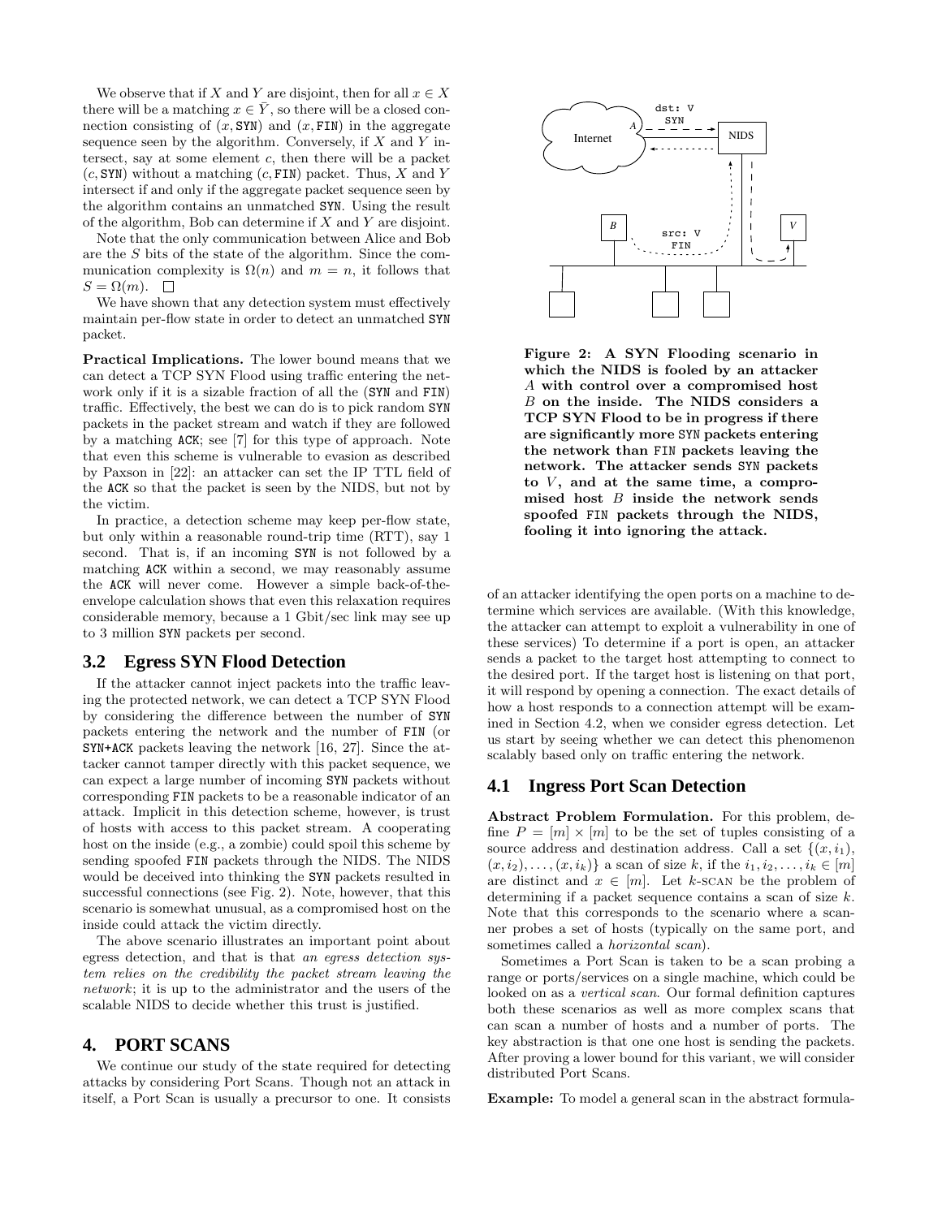We observe that if $X$ and $Y$ are disjoint, then for all $x \in X$ there will be a matching $x \in \bar{Y}$, so there will be a closed connection consisting of $(x, \texttt{SYN})$ and $(x, \texttt{FIN})$ in the aggregate sequence seen by the algorithm. Conversely, if $X$ and $Y$ intersect, say at some element $c$, then there will be a packet $(c, \texttt{SYN})$ without a matching $(c, \texttt{FIN})$ packet. Thus, $X$ and $Y$ intersect if and only if the aggregate packet sequence seen by the algorithm contains an unmatched SYN. Using the result of the algorithm, Bob can determine if $X$ and $Y$ are disjoint.

Note that the only communication between Alice and Bob are the $S$ bits of the state of the algorithm. Since the communication complexity is $\Omega(n)$ and $m = n$, it follows that $S = \Omega(m)$. □

We have shown that any detection system must effectively maintain per-flow state in order to detect an unmatched SYN packet.

**Practical Implications.** The lower bound means that we can detect a TCP SYN Flood using traffic entering the network only if it is a sizable fraction of all the (SYN and FIN) traffic. Effectively, the best we can do is to pick random SYN packets in the packet stream and watch if they are followed by a matching ACK; see [7] for this type of approach. Note that even this scheme is vulnerable to evasion as described by Paxson in [22]: an attacker can set the IP TTL field of the ACK so that the packet is seen by the NIDS, but not by the victim.

In practice, a detection scheme may keep per-flow state, but only within a reasonable round-trip time (RTT), say 1 second. That is, if an incoming SYN is not followed by a matching ACK within a second, we may reasonably assume the ACK will never come. However a simple back-of-the-envelope calculation shows that even this relaxation requires considerable memory, because a 1 Gbit/sec link may see up to 3 million SYN packets per second.

## 3.2 Egress SYN Flood Detection

If the attacker cannot inject packets into the traffic leaving the protected network, we can detect a TCP SYN Flood by considering the difference between the number of SYN packets entering the network and the number of FIN (or SYN+ACK packets leaving the network [16, 27]. Since the attacker cannot tamper directly with this packet sequence, we can expect a large number of incoming SYN packets without corresponding FIN packets to be a reasonable indicator of an attack. Implicit in this detection scheme, however, is trust of hosts with access to this packet stream. A cooperating host on the inside (e.g., a zombie) could spoil this scheme by sending spoofed FIN packets through the NIDS. The NIDS would be deceived into thinking the SYN packets resulted in successful connections (see Fig. 2). Note, however, that this scenario is somewhat unusual, as a compromised host on the inside could attack the victim directly.

The above scenario illustrates an important point about egress detection, and that is that *an egress detection system relies on the credibility the packet stream leaving the network*; it is up to the administrator and the users of the scalable NIDS to decide whether this trust is justified.

Internet
A
dst: V
SYN
NIDS
B
src: V
FIN
V

**Figure 2: A SYN Flooding scenario in which the NIDS is fooled by an attacker $A$ with control over a compromised host $B$ on the inside. The NIDS considers a TCP SYN Flood to be in progress if there are significantly more SYN packets entering the network than FIN packets leaving the network. The attacker sends SYN packets to $V$, and at the same time, a compromised host $B$ inside the network sends spoofed FIN packets through the NIDS, fooling it into ignoring the attack.**

# 4. PORT SCANS

We continue our study of the state required for detecting attacks by considering Port Scans. Though not an attack in itself, a Port Scan is usually a precursor to one. It consists of an attacker identifying the open ports on a machine to determine which services are available. (With this knowledge, the attacker can attempt to exploit a vulnerability in one of these services) To determine if a port is open, an attacker sends a packet to the target host attempting to connect to the desired port. If the target host is listening on that port, it will respond by opening a connection. The exact details of how a host responds to a connection attempt will be examined in Section 4.2, when we consider egress detection. Let us start by seeing whether we can detect this phenomenon scalably based only on traffic entering the network.

## 4.1 Ingress Port Scan Detection

**Abstract Problem Formulation.** For this problem, define $P = [m] \times [m]$ to be the set of tuples consisting of a source address and destination address. Call a set $\{(x, i_1), (x, i_2), \ldots, (x, i_k)\}$ a scan of size $k$, if the $i_1, i_2, \ldots, i_k \in [m]$ are distinct and $x \in [m]$. Let $k$-SCAN be the problem of determining if a packet sequence contains a scan of size $k$. Note that this corresponds to the scenario where a scanner probes a set of hosts (typically on the same port, and sometimes called a *horizontal scan*).

Sometimes a Port Scan is taken to be a scan probing a range or ports/services on a single machine, which could be looked on as a *vertical scan*. Our formal definition captures both these scenarios as well as more complex scans that can scan a number of hosts and a number of ports. The key abstraction is that one one host is sending the packets. After proving a lower bound for this variant, we will consider distributed Port Scans.

**Example:** To model a general scan in the abstract formula-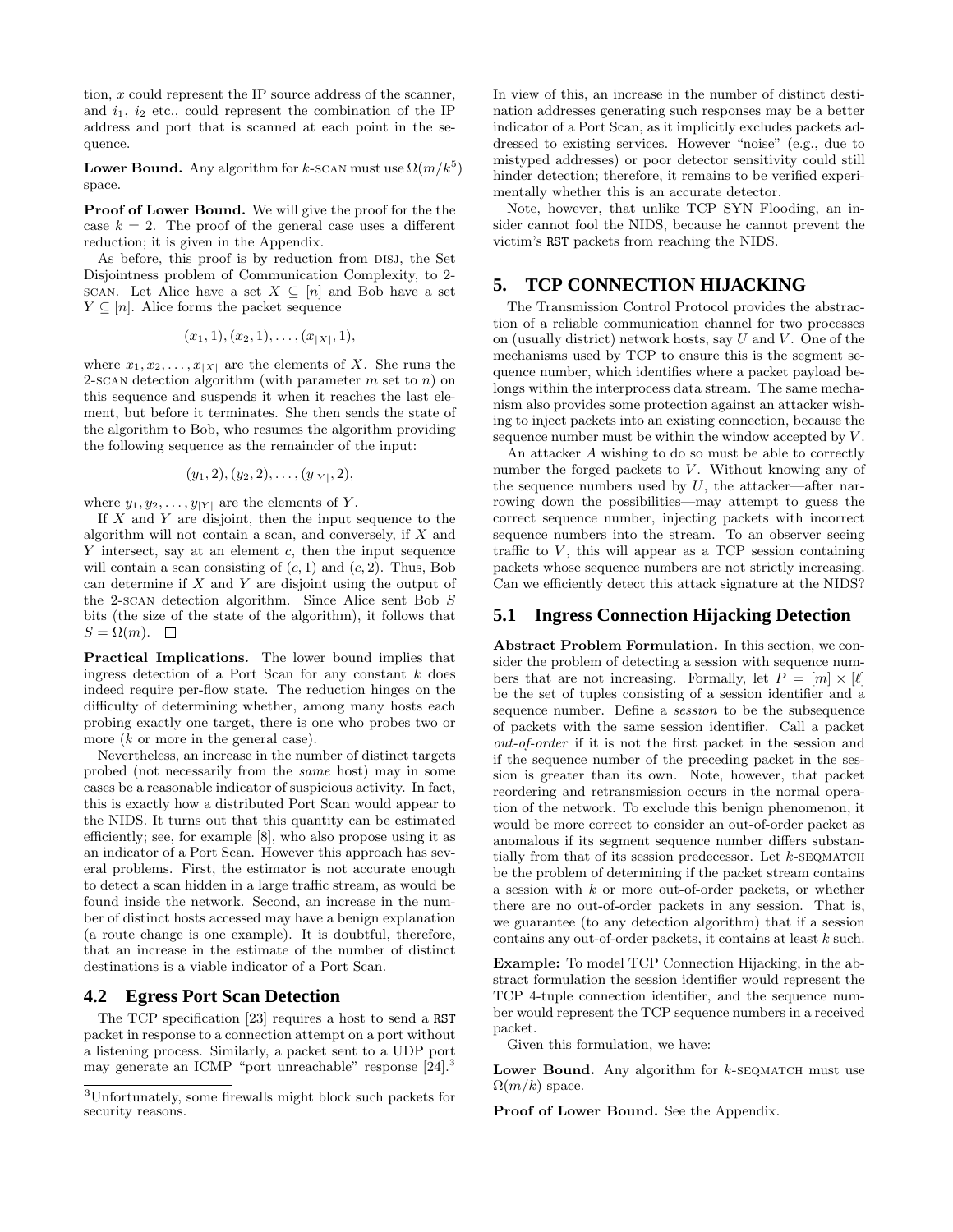tion, $x$ could represent the IP source address of the scanner, and $i_1$, $i_2$ etc., could represent the combination of the IP address and port that is scanned at each point in the sequence.

**Lower Bound.** Any algorithm for $k$-SCAN must use $\Omega(m/k^5)$ space.

**Proof of Lower Bound.** We will give the proof for the the case $k = 2$. The proof of the general case uses a different reduction; it is given in the Appendix.

As before, this proof is by reduction from DISJ, the Set Disjointness problem of Communication Complexity, to 2-SCAN. Let Alice have a set $X \subseteq [n]$ and Bob have a set $Y \subseteq [n]$. Alice forms the packet sequence

$$(x_1, 1), (x_2, 1), \ldots, (x_{|X|}, 1),$$

where $x_1, x_2, \ldots, x_{|X|}$ are the elements of $X$. She runs the 2-SCAN detection algorithm (with parameter $m$ set to $n$) on this sequence and suspends it when it reaches the last element, but before it terminates. She then sends the state of the algorithm to Bob, who resumes the algorithm providing the following sequence as the remainder of the input:

$$(y_1, 2), (y_2, 2), \ldots, (y_{|Y|}, 2),$$

where $y_1, y_2, \ldots, y_{|Y|}$ are the elements of $Y$.

If $X$ and $Y$ are disjoint, then the input sequence to the algorithm will not contain a scan, and conversely, if $X$ and $Y$ intersect, say at an element $c$, then the input sequence will contain a scan consisting of $(c, 1)$ and $(c, 2)$. Thus, Bob can determine if $X$ and $Y$ are disjoint using the output of the 2-SCAN detection algorithm. Since Alice sent Bob $S$ bits (the size of the state of the algorithm), it follows that $S = \Omega(m)$. □

**Practical Implications.** The lower bound implies that ingress detection of a Port Scan for any constant $k$ does indeed require per-flow state. The reduction hinges on the difficulty of determining whether, among many hosts each probing exactly one target, there is one who probes two or more ($k$ or more in the general case).

Nevertheless, an increase in the number of distinct targets probed (not necessarily from the *same* host) may in some cases be a reasonable indicator of suspicious activity. In fact, this is exactly how a distributed Port Scan would appear to the NIDS. It turns out that this quantity can be estimated efficiently; see, for example [8], who also propose using it as an indicator of a Port Scan. However this approach has several problems. First, the estimator is not accurate enough to detect a scan hidden in a large traffic stream, as would be found inside the network. Second, an increase in the number of distinct hosts accessed may have a benign explanation (a route change is one example). It is doubtful, therefore, that an increase in the estimate of the number of distinct destinations is a viable indicator of a Port Scan.

## 4.2 Egress Port Scan Detection

The TCP specification [23] requires a host to send a RST packet in response to a connection attempt on a port without a listening process. Similarly, a packet sent to a UDP port may generate an ICMP "port unreachable" response [24].[3] In view of this, an increase in the number of distinct destination addresses generating such responses may be a better indicator of a Port Scan, as it implicitly excludes packets addressed to existing services. However "noise" (e.g., due to mistyped addresses) or poor detector sensitivity could still hinder detection; therefore, it remains to be verified experimentally whether this is an accurate detector.

Note, however, that unlike TCP SYN Flooding, an insider cannot fool the NIDS, because he cannot prevent the victim's RST packets from reaching the NIDS.

[3]Unfortunately, some firewalls might block such packets for security reasons.

# 5. TCP CONNECTION HIJACKING

The Transmission Control Protocol provides the abstraction of a reliable communication channel for two processes on (usually district) network hosts, say $U$ and $V$. One of the mechanisms used by TCP to ensure this is the segment sequence number, which identifies where a packet payload belongs within the interprocess data stream. The same mechanism also provides some protection against an attacker wishing to inject packets into an existing connection, because the sequence number must be within the window accepted by $V$.

An attacker $A$ wishing to do so must be able to correctly number the forged packets to $V$. Without knowing any of the sequence numbers used by $U$, the attacker—after narrowing down the possibilities—may attempt to guess the correct sequence number, injecting packets with incorrect sequence numbers into the stream. To an observer seeing traffic to $V$, this will appear as a TCP session containing packets whose sequence numbers are not strictly increasing. Can we efficiently detect this attack signature at the NIDS?

## 5.1 Ingress Connection Hijacking Detection

**Abstract Problem Formulation.** In this section, we consider the problem of detecting a session with sequence numbers that are not increasing. Formally, let $P = [m] \times [\ell]$ be the set of tuples consisting of a session identifier and a sequence number. Define a *session* to be the subsequence of packets with the same session identifier. Call a packet *out-of-order* if it is not the first packet in the session and if the sequence number of the preceding packet in the session is greater than its own. Note, however, that packet reordering and retransmission occurs in the normal operation of the network. To exclude this benign phenomenon, it would be more correct to consider an out-of-order packet as anomalous if its segment sequence number differs substantially from that of its session predecessor. Let $k$-SEQMATCH be the problem of determining if the packet stream contains a session with $k$ or more out-of-order packets, or whether there are no out-of-order packets in any session. That is, we guarantee (to any detection algorithm) that if a session contains any out-of-order packets, it contains at least $k$ such.

**Example:** To model TCP Connection Hijacking, in the abstract formulation the session identifier would represent the TCP 4-tuple connection identifier, and the sequence number would represent the TCP sequence numbers in a received packet.

Given this formulation, we have:

**Lower Bound.** Any algorithm for $k$-SEQMATCH must use $\Omega(m/k)$ space.

**Proof of Lower Bound.** See the Appendix.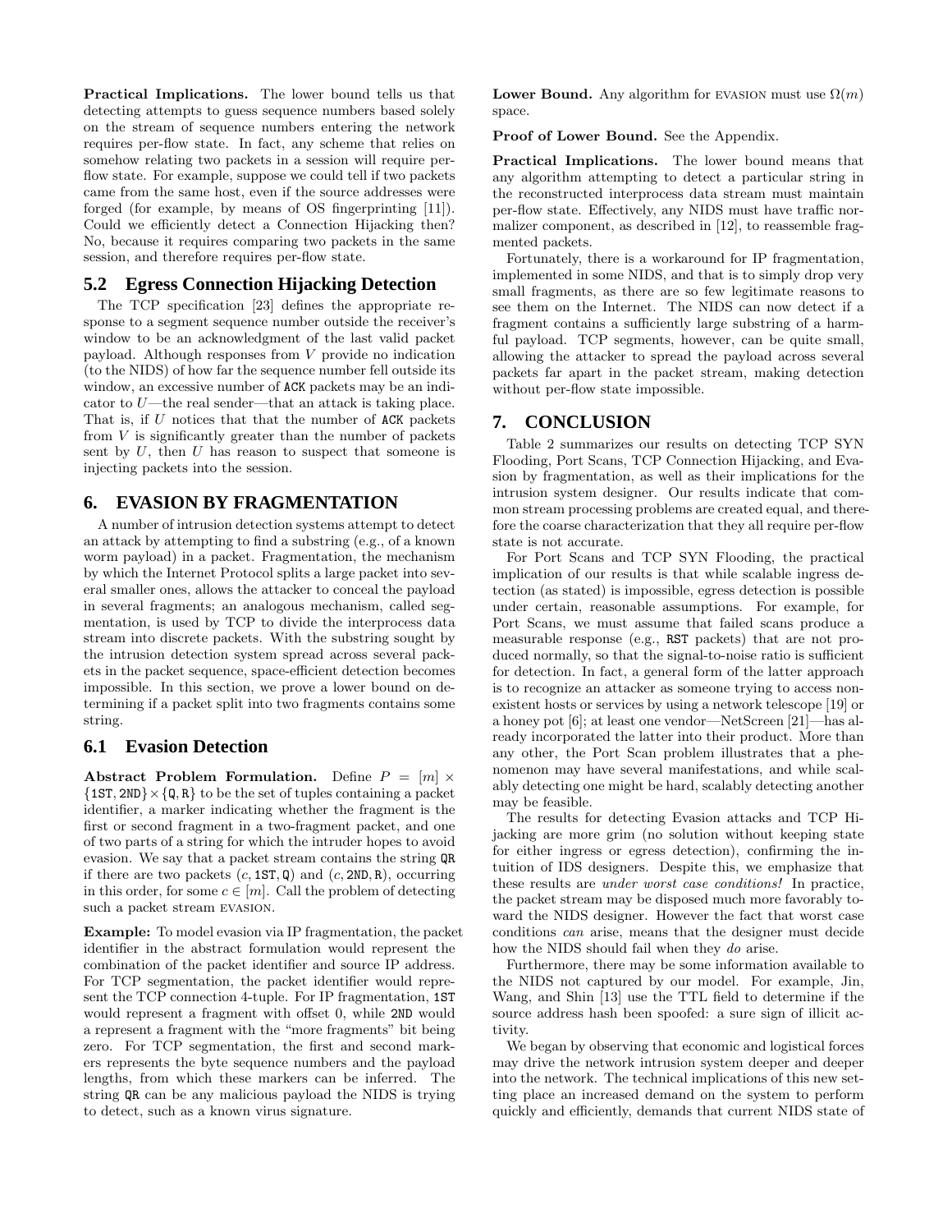**Practical Implications.** The lower bound tells us that detecting attempts to guess sequence numbers based solely on the stream of sequence numbers entering the network requires per-flow state. In fact, any scheme that relies on somehow relating two packets in a session will require per-flow state. For example, suppose we could tell if two packets came from the same host, even if the source addresses were forged (for example, by means of OS fingerprinting [11]). Could we efficiently detect a Connection Hijacking then? No, because it requires comparing two packets in the same session, and therefore requires per-flow state.

## 5.2 Egress Connection Hijacking Detection

The TCP specification [23] defines the appropriate response to a segment sequence number outside the receiver's window to be an acknowledgment of the last valid packet payload. Although responses from $V$ provide no indication (to the NIDS) of how far the sequence number fell outside its window, an excessive number of ACK packets may be an indicator to $U$—the real sender—that an attack is taking place. That is, if $U$ notices that that the number of ACK packets from $V$ is significantly greater than the number of packets sent by $U$, then $U$ has reason to suspect that someone is injecting packets into the session.

# 6. EVASION BY FRAGMENTATION

A number of intrusion detection systems attempt to detect an attack by attempting to find a substring (e.g., of a known worm payload) in a packet. Fragmentation, the mechanism by which the Internet Protocol splits a large packet into several smaller ones, allows the attacker to conceal the payload in several fragments; an analogous mechanism, called segmentation, is used by TCP to divide the interprocess data stream into discrete packets. With the substring sought by the intrusion detection system spread across several packets in the packet sequence, space-efficient detection becomes impossible. In this section, we prove a lower bound on determining if a packet split into two fragments contains some string.

## 6.1 Evasion Detection

**Abstract Problem Formulation.** Define $P = [m] \times \{\texttt{1ST}, \texttt{2ND}\} \times \{\texttt{Q}, \texttt{R}\}$ to be the set of tuples containing a packet identifier, a marker indicating whether the fragment is the first or second fragment in a two-fragment packet, and one of two parts of a string for which the intruder hopes to avoid evasion. We say that a packet stream contains the string QR if there are two packets $(c, \texttt{1ST}, \texttt{Q})$ and $(c, \texttt{2ND}, \texttt{R})$, occurring in this order, for some $c \in [m]$. Call the problem of detecting such a packet stream EVASION.

**Example:** To model evasion via IP fragmentation, the packet identifier in the abstract formulation would represent the combination of the packet identifier and source IP address. For TCP segmentation, the packet identifier would represent the TCP connection 4-tuple. For IP fragmentation, 1ST would represent a fragment with offset 0, while 2ND would a represent a fragment with the "more fragments" bit being zero. For TCP segmentation, the first and second markers represents the byte sequence numbers and the payload lengths, from which these markers can be inferred. The string QR can be any malicious payload the NIDS is trying to detect, such as a known virus signature.

**Lower Bound.** Any algorithm for EVASION must use $\Omega(m)$ space.

**Proof of Lower Bound.** See the Appendix.

**Practical Implications.** The lower bound means that any algorithm attempting to detect a particular string in the reconstructed interprocess data stream must maintain per-flow state. Effectively, any NIDS must have traffic normalizer component, as described in [12], to reassemble fragmented packets.

Fortunately, there is a workaround for IP fragmentation, implemented in some NIDS, and that is to simply drop very small fragments, as there are so few legitimate reasons to see them on the Internet. The NIDS can now detect if a fragment contains a sufficiently large substring of a harmful payload. TCP segments, however, can be quite small, allowing the attacker to spread the payload across several packets far apart in the packet stream, making detection without per-flow state impossible.

# 7. CONCLUSION

Table 2 summarizes our results on detecting TCP SYN Flooding, Port Scans, TCP Connection Hijacking, and Evasion by fragmentation, as well as their implications for the intrusion system designer. Our results indicate that common stream processing problems are created equal, and therefore the coarse characterization that they all require per-flow state is not accurate.

For Port Scans and TCP SYN Flooding, the practical implication of our results is that while scalable ingress detection (as stated) is impossible, egress detection is possible under certain, reasonable assumptions. For example, for Port Scans, we must assume that failed scans produce a measurable response (e.g., RST packets) that are not produced normally, so that the signal-to-noise ratio is sufficient for detection. In fact, a general form of the latter approach is to recognize an attacker as someone trying to access nonexistent hosts or services by using a network telescope [19] or a honey pot [6]; at least one vendor—NetScreen [21]—has already incorporated the latter into their product. More than any other, the Port Scan problem illustrates that a phenomenon may have several manifestations, and while scalably detecting one might be hard, scalably detecting another may be feasible.

The results for detecting Evasion attacks and TCP Hijacking are more grim (no solution without keeping state for either ingress or egress detection), confirming the intuition of IDS designers. Despite this, we emphasize that these results are *under worst case conditions!* In practice, the packet stream may be disposed much more favorably toward the NIDS designer. However the fact that worst case conditions *can* arise, means that the designer must decide how the NIDS should fail when they *do* arise.

Furthermore, there may be some information available to the NIDS not captured by our model. For example, Jin, Wang, and Shin [13] use the TTL field to determine if the source address hash been spoofed: a sure sign of illicit activity.

We began by observing that economic and logistical forces may drive the network intrusion system deeper and deeper into the network. The technical implications of this new setting place an increased demand on the system to perform quickly and efficiently, demands that current NIDS state of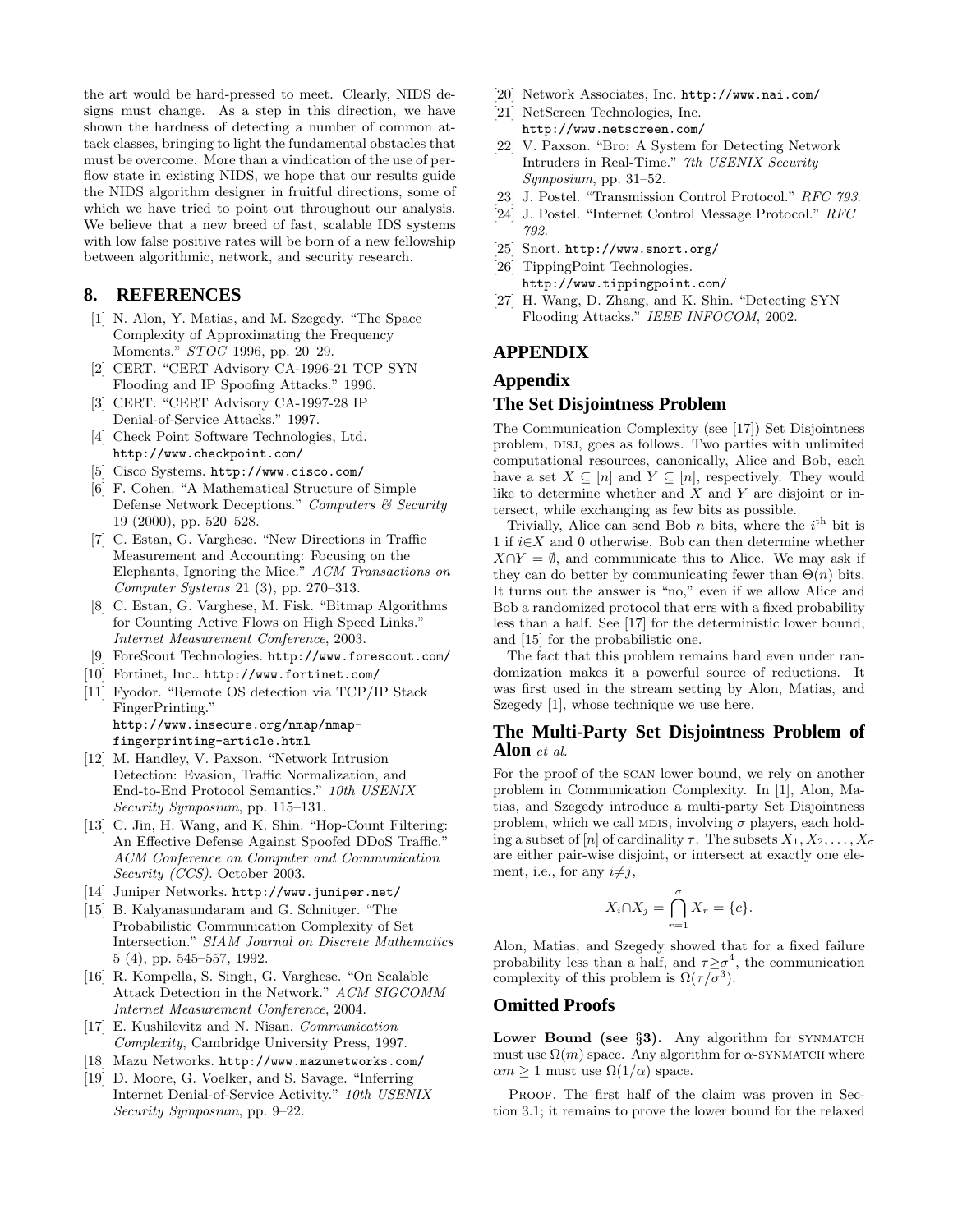the art would be hard-pressed to meet. Clearly, NIDS designs must change. As a step in this direction, we have shown the hardness of detecting a number of common attack classes, bringing to light the fundamental obstacles that must be overcome. More than a vindication of the use of per-flow state in existing NIDS, we hope that our results guide the NIDS algorithm designer in fruitful directions, some of which we have tried to point out throughout our analysis. We believe that a new breed of fast, scalable IDS systems with low false positive rates will be born of a new fellowship between algorithmic, network, and security research.

## 8. REFERENCES

[1] N. Alon, Y. Matias, and M. Szegedy. "The Space Complexity of Approximating the Frequency Moments." *STOC* 1996, pp. 20–29.

[2] CERT. "CERT Advisory CA-1996-21 TCP SYN Flooding and IP Spoofing Attacks." 1996.

[3] CERT. "CERT Advisory CA-1997-28 IP Denial-of-Service Attacks." 1997.

[4] Check Point Software Technologies, Ltd. http://www.checkpoint.com/

[5] Cisco Systems. http://www.cisco.com/

[6] F. Cohen. "A Mathematical Structure of Simple Defense Network Deceptions." *Computers & Security* 19 (2000), pp. 520–528.

[7] C. Estan, G. Varghese. "New Directions in Traffic Measurement and Accounting: Focusing on the Elephants, Ignoring the Mice." *ACM Transactions on Computer Systems* 21 (3), pp. 270–313.

[8] C. Estan, G. Varghese, M. Fisk. "Bitmap Algorithms for Counting Active Flows on High Speed Links." *Internet Measurement Conference*, 2003.

[9] ForeScout Technologies. http://www.forescout.com/

[10] Fortinet, Inc.. http://www.fortinet.com/

[11] Fyodor. "Remote OS detection via TCP/IP Stack FingerPrinting." http://www.insecure.org/nmap/nmap-fingerprinting-article.html

[12] M. Handley, V. Paxson. "Network Intrusion Detection: Evasion, Traffic Normalization, and End-to-End Protocol Semantics." *10th USENIX Security Symposium*, pp. 115–131.

[13] C. Jin, H. Wang, and K. Shin. "Hop-Count Filtering: An Effective Defense Against Spoofed DDoS Traffic." *ACM Conference on Computer and Communication Security (CCS)*. October 2003.

[14] Juniper Networks. http://www.juniper.net/

[15] B. Kalyanasundaram and G. Schnitger. "The Probabilistic Communication Complexity of Set Intersection." *SIAM Journal on Discrete Mathematics* 5 (4), pp. 545–557, 1992.

[16] R. Kompella, S. Singh, G. Varghese. "On Scalable Attack Detection in the Network." *ACM SIGCOMM Internet Measurement Conference*, 2004.

[17] E. Kushilevitz and N. Nisan. *Communication Complexity*, Cambridge University Press, 1997.

[18] Mazu Networks. http://www.mazunetworks.com/

[19] D. Moore, G. Voelker, and S. Savage. "Inferring Internet Denial-of-Service Activity." *10th USENIX Security Symposium*, pp. 9–22.

[20] Network Associates, Inc. http://www.nai.com/

[21] NetScreen Technologies, Inc. http://www.netscreen.com/

[22] V. Paxson. "Bro: A System for Detecting Network Intruders in Real-Time." *7th USENIX Security Symposium*, pp. 31–52.

[23] J. Postel. "Transmission Control Protocol." *RFC 793.*

[24] J. Postel. "Internet Control Message Protocol." *RFC 792.*

[25] Snort. http://www.snort.org/

[26] TippingPoint Technologies. http://www.tippingpoint.com/

[27] H. Wang, D. Zhang, and K. Shin. "Detecting SYN Flooding Attacks." *IEEE INFOCOM*, 2002.

## APPENDIX

## Appendix

### The Set Disjointness Problem

The Communication Complexity (see [17]) Set Disjointness problem, DISJ, goes as follows. Two parties with unlimited computational resources, canonically, Alice and Bob, each have a set $X \subseteq [n]$ and $Y \subseteq [n]$, respectively. They would like to determine whether and $X$ and $Y$ are disjoint or intersect, while exchanging as few bits as possible.

Trivially, Alice can send Bob $n$ bits, where the $i^{\text{th}}$ bit is 1 if $i{\in}X$ and 0 otherwise. Bob can then determine whether $X{\cap}Y = \emptyset$, and communicate this to Alice. We may ask if they can do better by communicating fewer than $\Theta(n)$ bits. It turns out the answer is "no," even if we allow Alice and Bob a randomized protocol that errs with a fixed probability less than a half. See [17] for the deterministic lower bound, and [15] for the probabilistic one.

The fact that this problem remains hard even under randomization makes it a powerful source of reductions. It was first used in the stream setting by Alon, Matias, and Szegedy [1], whose technique we use here.

### The Multi-Party Set Disjointness Problem of Alon *et al.*

For the proof of the SCAN lower bound, we rely on another problem in Communication Complexity. In [1], Alon, Matias, and Szegedy introduce a multi-party Set Disjointness problem, which we call MDIS, involving $\sigma$ players, each holding a subset of $[n]$ of cardinality $\tau$. The subsets $X_1, X_2, \ldots, X_\sigma$ are either pair-wise disjoint, or intersect at exactly one element, i.e., for any $i{\neq}j$,

$$X_i{\cap}X_j = \bigcap_{r=1}^{\sigma} X_r = \{c\}.$$

Alon, Matias, and Szegedy showed that for a fixed failure probability less than a half, and $\tau{\geq}\sigma^4$, the communication complexity of this problem is $\Omega(\tau/\sigma^3)$.

### Omitted Proofs

**Lower Bound (see §3).** Any algorithm for SYNMATCH must use $\Omega(m)$ space. Any algorithm for $\alpha$-SYNMATCH where $\alpha m \geq 1$ must use $\Omega(1/\alpha)$ space.

PROOF. The first half of the claim was proven in Section 3.1; it remains to prove the lower bound for the relaxed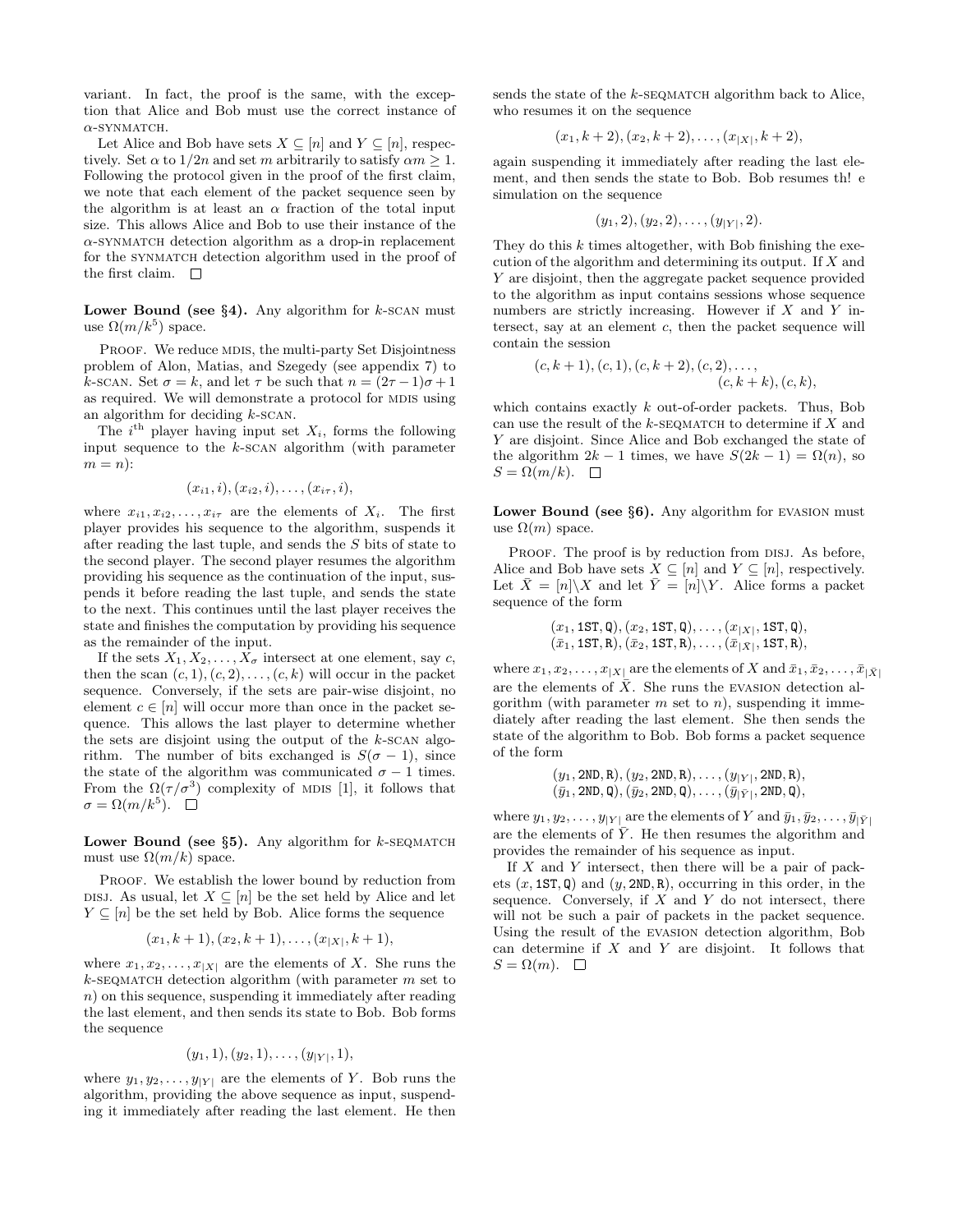variant. In fact, the proof is the same, with the exception that Alice and Bob must use the correct instance of $\alpha$-SYNMATCH.

Let Alice and Bob have sets $X \subseteq [n]$ and $Y \subseteq [n]$, respectively. Set $\alpha$ to $1/2n$ and set $m$ arbitrarily to satisfy $\alpha m \geq 1$. Following the protocol given in the proof of the first claim, we note that each element of the packet sequence seen by the algorithm is at least an $\alpha$ fraction of the total input size. This allows Alice and Bob to use their instance of the $\alpha$-SYNMATCH detection algorithm as a drop-in replacement for the SYNMATCH detection algorithm used in the proof of the first claim. □

**Lower Bound (see §4).** Any algorithm for $k$-SCAN must use $\Omega(m/k^5)$ space.

PROOF. We reduce MDIS, the multi-party Set Disjointness problem of Alon, Matias, and Szegedy (see appendix 7) to $k$-SCAN. Set $\sigma = k$, and let $\tau$ be such that $n = (2\tau - 1)\sigma + 1$ as required. We will demonstrate a protocol for MDIS using an algorithm for deciding $k$-SCAN.

The $i^{\text{th}}$ player having input set $X_i$, forms the following input sequence to the $k$-SCAN algorithm (with parameter $m = n$):

$$(x_{i1}, i), (x_{i2}, i), \ldots, (x_{i\tau}, i),$$

where $x_{i1}, x_{i2}, \ldots, x_{i\tau}$ are the elements of $X_i$. The first player provides his sequence to the algorithm, suspends it after reading the last tuple, and sends the $S$ bits of state to the second player. The second player resumes the algorithm providing his sequence as the continuation of the input, suspends it before reading the last tuple, and sends the state to the next. This continues until the last player receives the state and finishes the computation by providing his sequence as the remainder of the input.

If the sets $X_1, X_2, \ldots, X_\sigma$ intersect at one element, say $c$, then the scan $(c, 1), (c, 2), \ldots, (c, k)$ will occur in the packet sequence. Conversely, if the sets are pair-wise disjoint, no element $c \in [n]$ will occur more than once in the packet sequence. This allows the last player to determine whether the sets are disjoint using the output of the $k$-SCAN algorithm. The number of bits exchanged is $S(\sigma - 1)$, since the state of the algorithm was communicated $\sigma - 1$ times. From the $\Omega(\tau/\sigma^3)$ complexity of MDIS [1], it follows that $\sigma = \Omega(m/k^5)$. □

**Lower Bound (see §5).** Any algorithm for $k$-SEQMATCH must use $\Omega(m/k)$ space.

PROOF. We establish the lower bound by reduction from DISJ. As usual, let $X \subseteq [n]$ be the set held by Alice and let $Y \subseteq [n]$ be the set held by Bob. Alice forms the sequence

$$(x_1, k+1), (x_2, k+1), \ldots, (x_{|X|}, k+1),$$

where $x_1, x_2, \ldots, x_{|X|}$ are the elements of $X$. She runs the $k$-SEQMATCH detection algorithm (with parameter $m$ set to $n$) on this sequence, suspending it immediately after reading the last element, and then sends its state to Bob. Bob forms the sequence

$$(y_1, 1), (y_2, 1), \ldots, (y_{|Y|}, 1),$$

where $y_1, y_2, \ldots, y_{|Y|}$ are the elements of $Y$. Bob runs the algorithm, providing the above sequence as input, suspending it immediately after reading the last element. He then sends the state of the $k$-SEQMATCH algorithm back to Alice, who resumes it on the sequence

$$(x_1, k+2), (x_2, k+2), \ldots, (x_{|X|}, k+2),$$

again suspending it immediately after reading the last element, and then sends the state to Bob. Bob resumes th! e simulation on the sequence

$$(y_1, 2), (y_2, 2), \ldots, (y_{|Y|}, 2).$$

They do this $k$ times altogether, with Bob finishing the execution of the algorithm and determining its output. If $X$ and $Y$ are disjoint, then the aggregate packet sequence provided to the algorithm as input contains sessions whose sequence numbers are strictly increasing. However if $X$ and $Y$ intersect, say at an element $c$, then the packet sequence will contain the session

$$(c, k+1), (c, 1), (c, k+2), (c, 2), \ldots, (c, k+k), (c, k),$$

which contains exactly $k$ out-of-order packets. Thus, Bob can use the result of the $k$-SEQMATCH to determine if $X$ and $Y$ are disjoint. Since Alice and Bob exchanged the state of the algorithm $2k - 1$ times, we have $S(2k - 1) = \Omega(n)$, so $S = \Omega(m/k)$. □

**Lower Bound (see §6).** Any algorithm for EVASION must use $\Omega(m)$ space.

PROOF. The proof is by reduction from DISJ. As before, Alice and Bob have sets $X \subseteq [n]$ and $Y \subseteq [n]$, respectively. Let $\bar{X} = [n] \backslash X$ and let $\bar{Y} = [n] \backslash Y$. Alice forms a packet sequence of the form

$$(x_1, \texttt{1ST}, \texttt{Q}), (x_2, \texttt{1ST}, \texttt{Q}), \ldots, (x_{|X|}, \texttt{1ST}, \texttt{Q}),$$
$$(\bar{x}_1, \texttt{1ST}, \texttt{R}), (\bar{x}_2, \texttt{1ST}, \texttt{R}), \ldots, (\bar{x}_{|\bar{X}|}, \texttt{1ST}, \texttt{R}),$$

where $x_1, x_2, \ldots, x_{|X|}$ are the elements of $X$ and $\bar{x}_1, \bar{x}_2, \ldots, \bar{x}_{|\bar{X}|}$ are the elements of $\bar{X}$. She runs the EVASION detection algorithm (with parameter $m$ set to $n$), suspending it immediately after reading the last element. She then sends the state of the algorithm to Bob. Bob forms a packet sequence of the form

$$(y_1, \texttt{2ND}, \texttt{R}), (y_2, \texttt{2ND}, \texttt{R}), \ldots, (y_{|Y|}, \texttt{2ND}, \texttt{R}),$$
$$(\bar{y}_1, \texttt{2ND}, \texttt{Q}), (\bar{y}_2, \texttt{2ND}, \texttt{Q}), \ldots, (\bar{y}_{|\bar{Y}|}, \texttt{2ND}, \texttt{Q}),$$

where $y_1, y_2, \ldots, y_{|Y|}$ are the elements of $Y$ and $\bar{y}_1, \bar{y}_2, \ldots, \bar{y}_{|\bar{Y}|}$ are the elements of $\bar{Y}$. He then resumes the algorithm and provides the remainder of his sequence as input.

If $X$ and $Y$ intersect, then there will be a pair of packets $(x, \texttt{1ST}, \texttt{Q})$ and $(y, \texttt{2ND}, \texttt{R})$, occurring in this order, in the sequence. Conversely, if $X$ and $Y$ do not intersect, there will not be such a pair of packets in the packet sequence. Using the result of the EVASION detection algorithm, Bob can determine if $X$ and $Y$ are disjoint. It follows that $S = \Omega(m)$. □